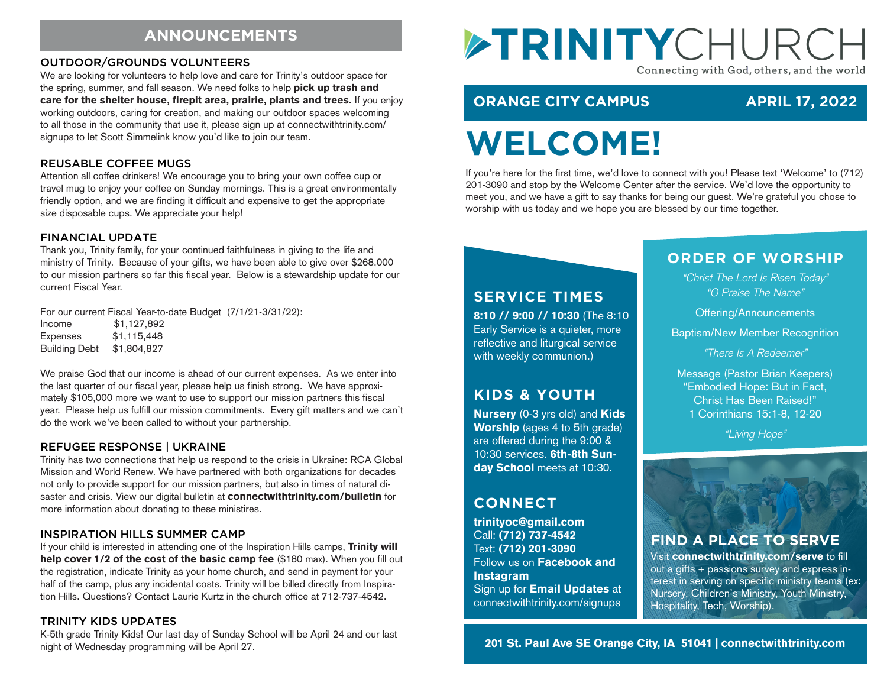# ANNOUNCEMENTS

### OUTDOOR/GROUNDS VOLUNTEERS

We are looking for volunteers to help love and care for Trinity's outdoor space for the spring, summer, and fall season. We need folks to help **pick up trash and care for the shelter house, firepit area, prairie, plants and trees.** If you enjoy working outdoors, caring for creation, and making our outdoor spaces welcoming to all those in the community that use it, please sign up at connectwithtrinity.com/signups to let Scott Simmelink know you'd like to join our team.

### REUSABLE COFFEE MUGS

Attention all coffee drinkers! We encourage you to bring your own coffee cup or travel mug to enjoy your coffee on Sunday mornings. This is a great environmentally friendly option, and we are finding it difficult and expensive to get the appropriate size disposable cups. We appreciate your help!

### FINANCIAL UPDATE

Thank you, Trinity family, for your continued faithfulness in giving to the life and ministry of Trinity. Because of your gifts, we have been able to give over $268,000 to our mission partners so far this fiscal year. Below is a stewardship update for our current Fiscal Year.

For our current Fiscal Year-to-date Budget (7/1/21-3/31/22):

| | |
|---|---|
| Income | $1,127,892 |
| Expenses | $1,115,448 |
| Building Debt | $1,804,827 |

We praise God that our income is ahead of our current expenses. As we enter into the last quarter of our fiscal year, please help us finish strong. We have approximately $105,000 more we want to use to support our mission partners this fiscal year. Please help us fulfill our mission commitments. Every gift matters and we can't do the work we've been called to without your partnership.

### REFUGEE RESPONSE | UKRAINE

Trinity has two connections that help us respond to the crisis in Ukraine: RCA Global Mission and World Renew. We have partnered with both organizations for decades not only to provide support for our mission partners, but also in times of natural disaster and crisis. View our digital bulletin at **connectwithtrinity.com/bulletin** for more information about donating to these ministires.

### INSPIRATION HILLS SUMMER CAMP

If your child is interested in attending one of the Inspiration Hills camps, **Trinity will help cover 1/2 of the cost of the basic camp fee** ($180 max). When you fill out the registration, indicate Trinity as your home church, and send in payment for your half of the camp, plus any incidental costs. Trinity will be billed directly from Inspiration Hills. Questions? Contact Laurie Kurtz in the church office at 712-737-4542.

### TRINITY KIDS UPDATES

K-5th grade Trinity Kids! Our last day of Sunday School will be April 24 and our last night of Wednesday programming will be April 27.

# TRINITYCHURCH

Connecting with God, others, and the world

**ORANGE CITY CAMPUS** — **APRIL 17, 2022**

# WELCOME!

If you're here for the first time, we'd love to connect with you! Please text 'Welcome' to (712) 201-3090 and stop by the Welcome Center after the service. We'd love the opportunity to meet you, and we have a gift to say thanks for being our guest. We're grateful you chose to worship with us today and we hope you are blessed by our time together.

## SERVICE TIMES

**8:10 // 9:00 // 10:30** (The 8:10 Early Service is a quieter, more reflective and liturgical service with weekly communion.)

## KIDS & YOUTH

**Nursery** (0-3 yrs old) and **Kids Worship** (ages 4 to 5th grade) are offered during the 9:00 & 10:30 services. **6th-8th Sunday School** meets at 10:30.

## CONNECT

**trinityoc@gmail.com**
Call: **(712) 737-4542**
Text: **(712) 201-3090**
Follow us on **Facebook and Instagram**
Sign up for **Email Updates** at connectwithtrinity.com/signups

## ORDER OF WORSHIP

*"Christ The Lord Is Risen Today"*
*"O Praise The Name"*

Offering/Announcements

Baptism/New Member Recognition

*"There Is A Redeemer"*

Message (Pastor Brian Keepers)
"Embodied Hope: But in Fact, Christ Has Been Raised!"
1 Corinthians 15:1-8, 12-20

*"Living Hope"*

## FIND A PLACE TO SERVE

Visit **connectwithtrinity.com/serve** to fill out a gifts + passions survey and express interest in serving on specific ministry teams (ex: Nursery, Children's Ministry, Youth Ministry, Hospitality, Tech, Worship).

**201 St. Paul Ave SE Orange City, IA 51041 | connectwithtrinity.com**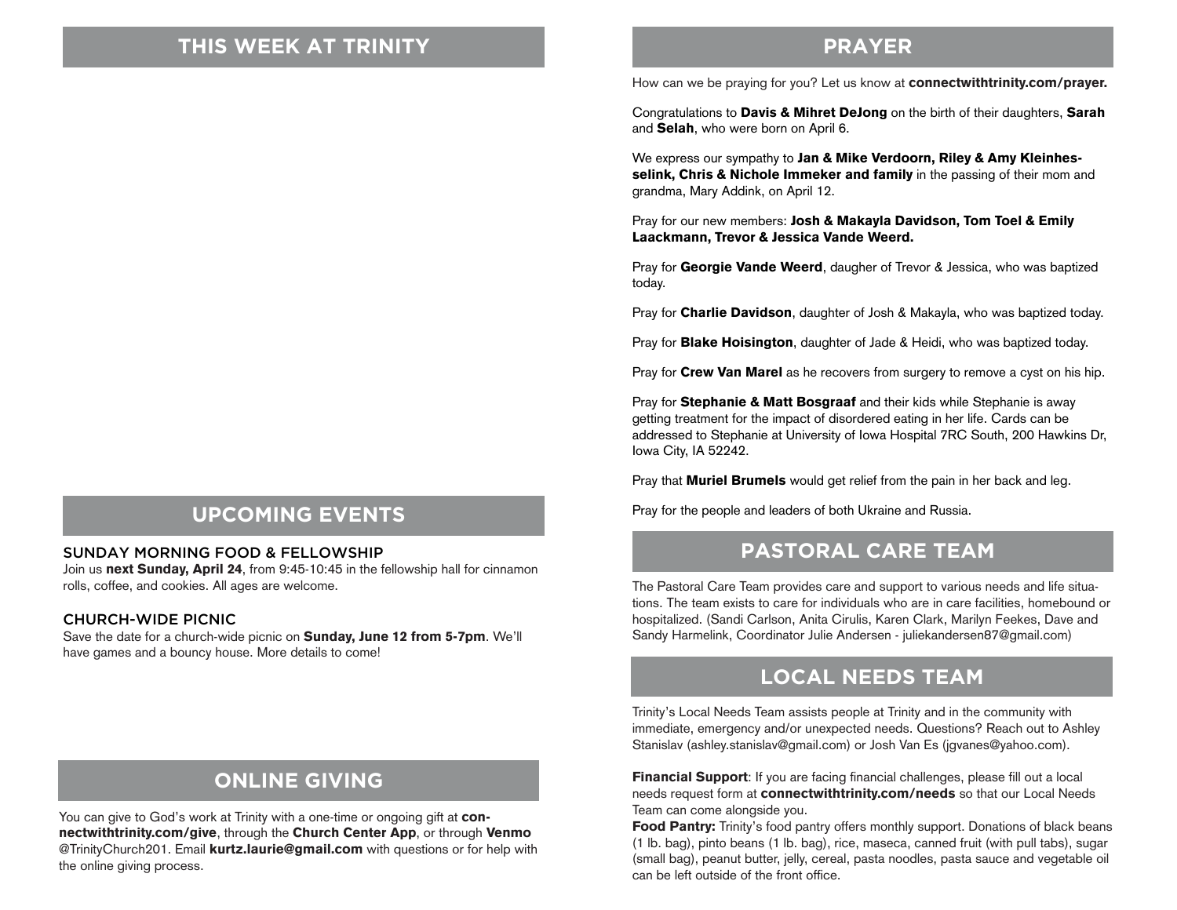## THIS WEEK AT TRINITY

## UPCOMING EVENTS

### SUNDAY MORNING FOOD & FELLOWSHIP

Join us **next Sunday, April 24**, from 9:45-10:45 in the fellowship hall for cinnamon rolls, coffee, and cookies. All ages are welcome.

### CHURCH-WIDE PICNIC

Save the date for a church-wide picnic on **Sunday, June 12 from 5-7pm**. We'll have games and a bouncy house. More details to come!

## ONLINE GIVING

You can give to God's work at Trinity with a one-time or ongoing gift at **connectwithtrinity.com/give**, through the **Church Center App**, or through **Venmo** @TrinityChurch201. Email **kurtz.laurie@gmail.com** with questions or for help with the online giving process.

## PRAYER

How can we be praying for you? Let us know at **connectwithtrinity.com/prayer.**

Congratulations to **Davis & Mihret DeJong** on the birth of their daughters, **Sarah** and **Selah**, who were born on April 6.

We express our sympathy to **Jan & Mike Verdoorn, Riley & Amy Kleinhesselink, Chris & Nichole Immeker and family** in the passing of their mom and grandma, Mary Addink, on April 12.

Pray for our new members: **Josh & Makayla Davidson, Tom Toel & Emily Laackmann, Trevor & Jessica Vande Weerd.**

Pray for **Georgie Vande Weerd**, daugher of Trevor & Jessica, who was baptized today.

Pray for **Charlie Davidson**, daughter of Josh & Makayla, who was baptized today.

Pray for **Blake Hoisington**, daughter of Jade & Heidi, who was baptized today.

Pray for **Crew Van Marel** as he recovers from surgery to remove a cyst on his hip.

Pray for **Stephanie & Matt Bosgraaf** and their kids while Stephanie is away getting treatment for the impact of disordered eating in her life. Cards can be addressed to Stephanie at University of Iowa Hospital 7RC South, 200 Hawkins Dr, Iowa City, IA 52242.

Pray that **Muriel Brumels** would get relief from the pain in her back and leg.

Pray for the people and leaders of both Ukraine and Russia.

## PASTORAL CARE TEAM

The Pastoral Care Team provides care and support to various needs and life situations. The team exists to care for individuals who are in care facilities, homebound or hospitalized. (Sandi Carlson, Anita Cirulis, Karen Clark, Marilyn Feekes, Dave and Sandy Harmelink, Coordinator Julie Andersen - juliekandersen87@gmail.com)

## LOCAL NEEDS TEAM

Trinity's Local Needs Team assists people at Trinity and in the community with immediate, emergency and/or unexpected needs. Questions? Reach out to Ashley Stanislav (ashley.stanislav@gmail.com) or Josh Van Es (jgvanes@yahoo.com).

**Financial Support**: If you are facing financial challenges, please fill out a local needs request form at **connectwithtrinity.com/needs** so that our Local Needs Team can come alongside you.

**Food Pantry:** Trinity's food pantry offers monthly support. Donations of black beans (1 lb. bag), pinto beans (1 lb. bag), rice, maseca, canned fruit (with pull tabs), sugar (small bag), peanut butter, jelly, cereal, pasta noodles, pasta sauce and vegetable oil can be left outside of the front office.